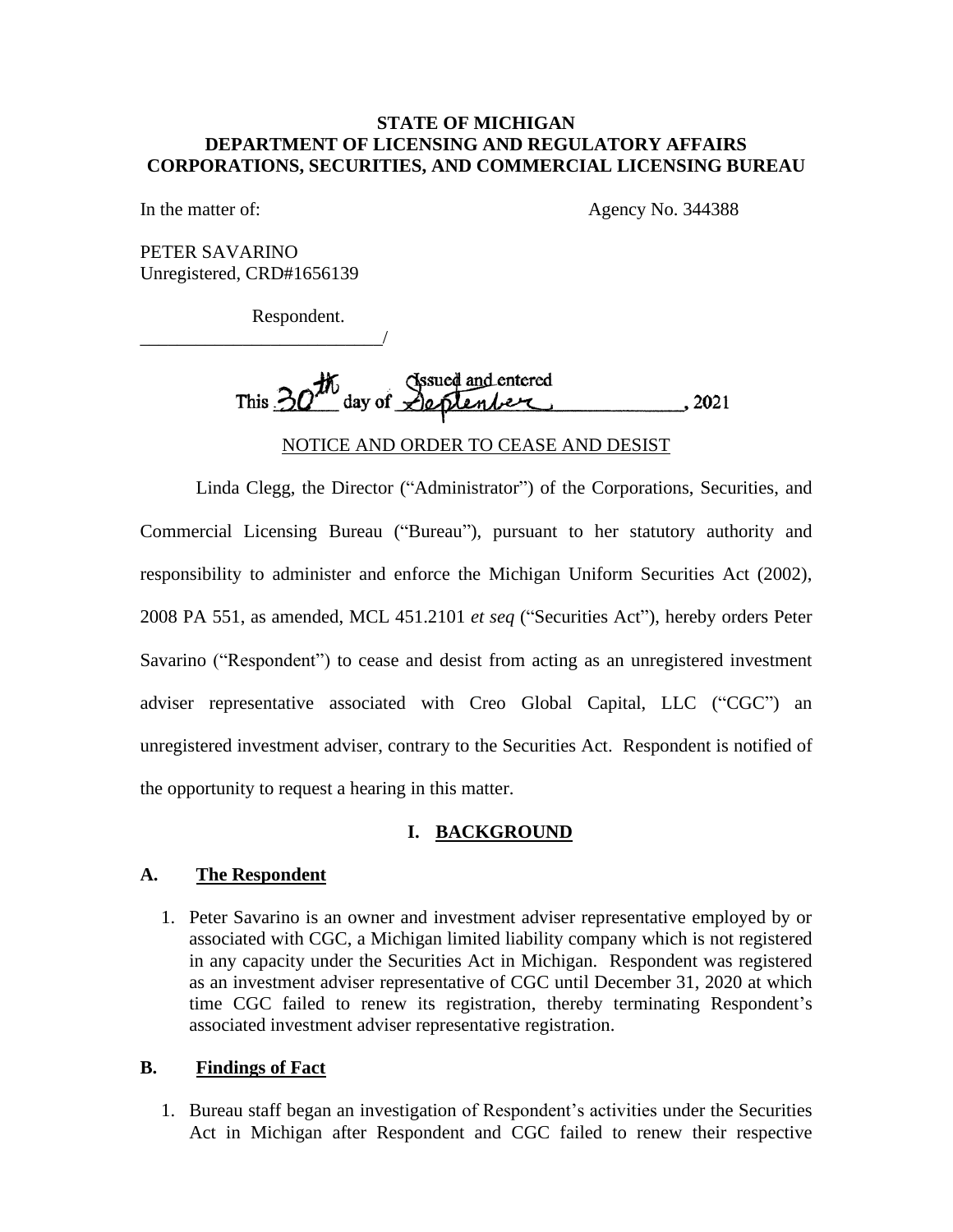**STATE OF MICHIGAN**
**DEPARTMENT OF LICENSING AND REGULATORY AFFAIRS**
**CORPORATIONS, SECURITIES, AND COMMERCIAL LICENSING BUREAU**

In the matter of: Agency No. 344388

PETER SAVARINO
Unregistered, CRD#1656139

Respondent.
_________________________/

Issued and entered
This 30th day of September, 2021

NOTICE AND ORDER TO CEASE AND DESIST

Linda Clegg, the Director ("Administrator") of the Corporations, Securities, and Commercial Licensing Bureau ("Bureau"), pursuant to her statutory authority and responsibility to administer and enforce the Michigan Uniform Securities Act (2002), 2008 PA 551, as amended, MCL 451.2101 *et seq* ("Securities Act"), hereby orders Peter Savarino ("Respondent") to cease and desist from acting as an unregistered investment adviser representative associated with Creo Global Capital, LLC ("CGC") an unregistered investment adviser, contrary to the Securities Act. Respondent is notified of the opportunity to request a hearing in this matter.

## I. BACKGROUND

### A. The Respondent

1. Peter Savarino is an owner and investment adviser representative employed by or associated with CGC, a Michigan limited liability company which is not registered in any capacity under the Securities Act in Michigan. Respondent was registered as an investment adviser representative of CGC until December 31, 2020 at which time CGC failed to renew its registration, thereby terminating Respondent's associated investment adviser representative registration.

### B. Findings of Fact

1. Bureau staff began an investigation of Respondent's activities under the Securities Act in Michigan after Respondent and CGC failed to renew their respective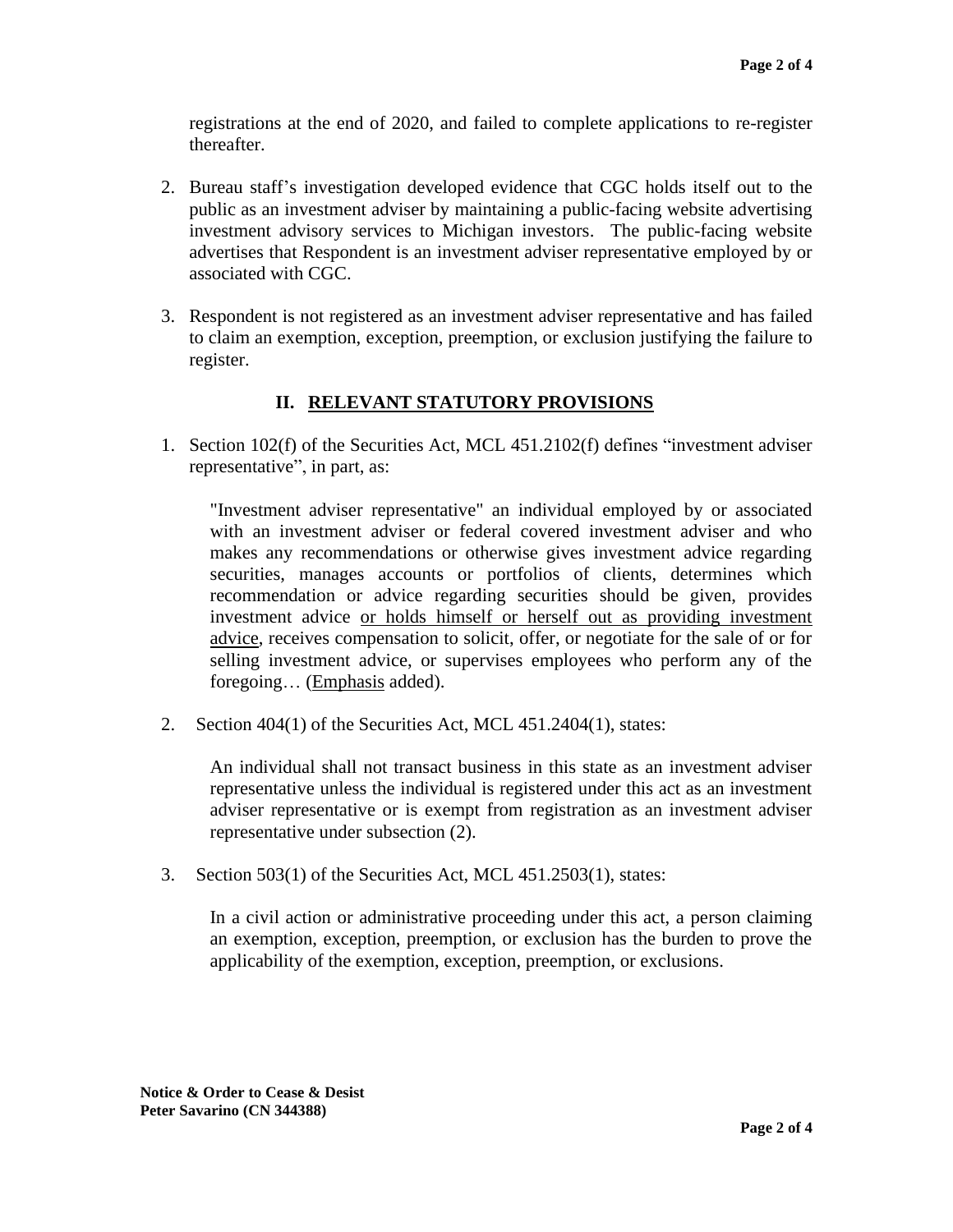registrations at the end of 2020, and failed to complete applications to re-register thereafter.

2. Bureau staff's investigation developed evidence that CGC holds itself out to the public as an investment adviser by maintaining a public-facing website advertising investment advisory services to Michigan investors. The public-facing website advertises that Respondent is an investment adviser representative employed by or associated with CGC.

3. Respondent is not registered as an investment adviser representative and has failed to claim an exemption, exception, preemption, or exclusion justifying the failure to register.

## II. RELEVANT STATUTORY PROVISIONS

1. Section 102(f) of the Securities Act, MCL 451.2102(f) defines "investment adviser representative", in part, as:

   "Investment adviser representative" an individual employed by or associated with an investment adviser or federal covered investment adviser and who makes any recommendations or otherwise gives investment advice regarding securities, manages accounts or portfolios of clients, determines which recommendation or advice regarding securities should be given, provides investment advice <u>or holds himself or herself out as providing investment advice</u>, receives compensation to solicit, offer, or negotiate for the sale of or for selling investment advice, or supervises employees who perform any of the foregoing… (<u>Emphasis</u> added).

2. Section 404(1) of the Securities Act, MCL 451.2404(1), states:

   An individual shall not transact business in this state as an investment adviser representative unless the individual is registered under this act as an investment adviser representative or is exempt from registration as an investment adviser representative under subsection (2).

3. Section 503(1) of the Securities Act, MCL 451.2503(1), states:

   In a civil action or administrative proceeding under this act, a person claiming an exemption, exception, preemption, or exclusion has the burden to prove the applicability of the exemption, exception, preemption, or exclusions.

**Notice & Order to Cease & Desist**
**Peter Savarino (CN 344388)**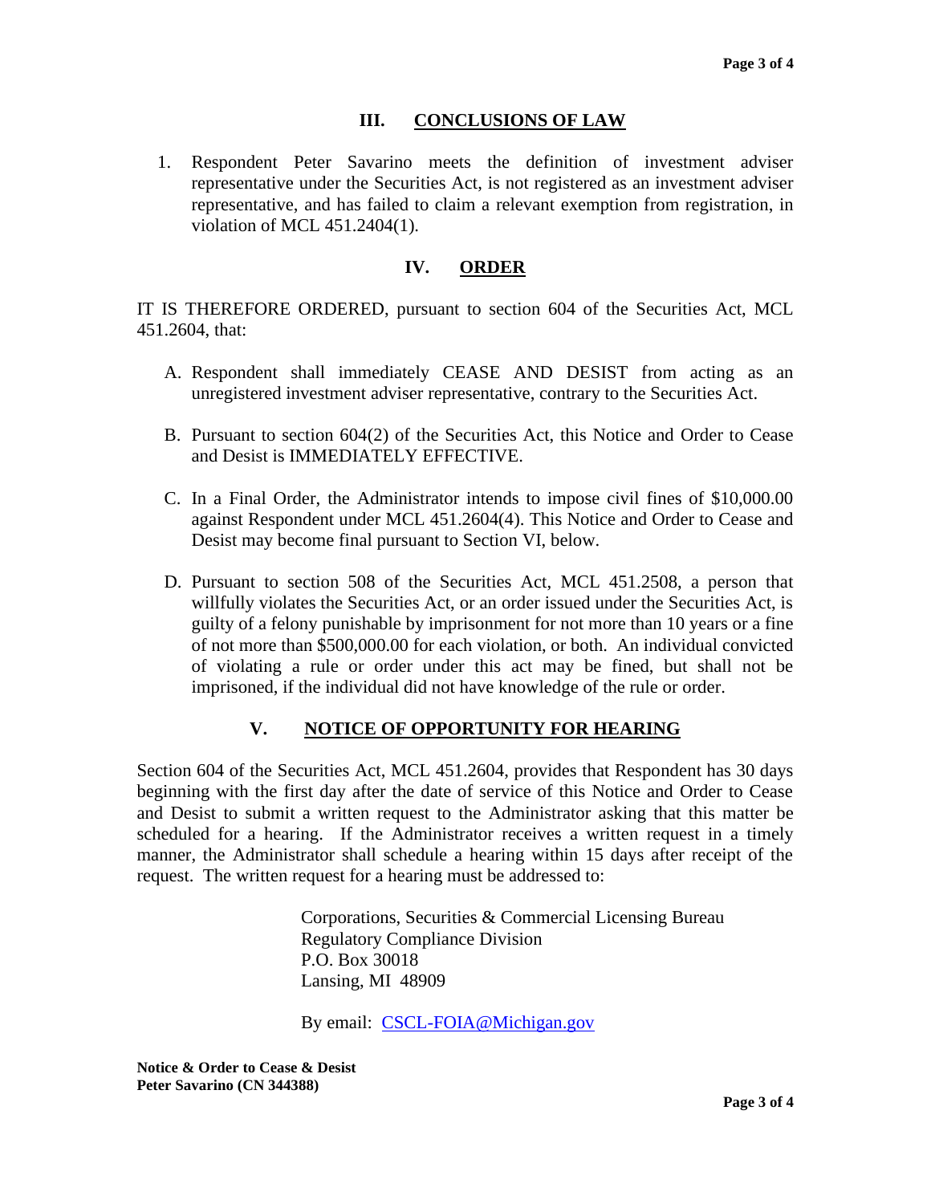## III. CONCLUSIONS OF LAW

1. Respondent Peter Savarino meets the definition of investment adviser representative under the Securities Act, is not registered as an investment adviser representative, and has failed to claim a relevant exemption from registration, in violation of MCL 451.2404(1).

## IV. ORDER

IT IS THEREFORE ORDERED, pursuant to section 604 of the Securities Act, MCL 451.2604, that:

A. Respondent shall immediately CEASE AND DESIST from acting as an unregistered investment adviser representative, contrary to the Securities Act.

B. Pursuant to section 604(2) of the Securities Act, this Notice and Order to Cease and Desist is IMMEDIATELY EFFECTIVE.

C. In a Final Order, the Administrator intends to impose civil fines of $10,000.00 against Respondent under MCL 451.2604(4). This Notice and Order to Cease and Desist may become final pursuant to Section VI, below.

D. Pursuant to section 508 of the Securities Act, MCL 451.2508, a person that willfully violates the Securities Act, or an order issued under the Securities Act, is guilty of a felony punishable by imprisonment for not more than 10 years or a fine of not more than $500,000.00 for each violation, or both. An individual convicted of violating a rule or order under this act may be fined, but shall not be imprisoned, if the individual did not have knowledge of the rule or order.

## V. NOTICE OF OPPORTUNITY FOR HEARING

Section 604 of the Securities Act, MCL 451.2604, provides that Respondent has 30 days beginning with the first day after the date of service of this Notice and Order to Cease and Desist to submit a written request to the Administrator asking that this matter be scheduled for a hearing. If the Administrator receives a written request in a timely manner, the Administrator shall schedule a hearing within 15 days after receipt of the request. The written request for a hearing must be addressed to:

Corporations, Securities & Commercial Licensing Bureau
Regulatory Compliance Division
P.O. Box 30018
Lansing, MI 48909

By email: CSCL-FOIA@Michigan.gov

**Notice & Order to Cease & Desist**
**Peter Savarino (CN 344388)**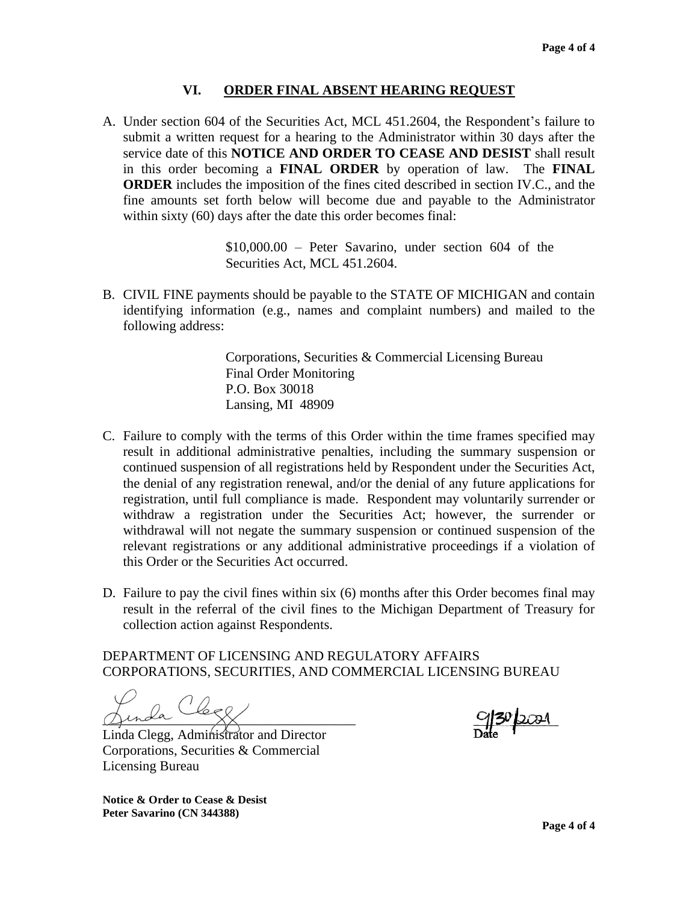## VI. ORDER FINAL ABSENT HEARING REQUEST

A. Under section 604 of the Securities Act, MCL 451.2604, the Respondent's failure to submit a written request for a hearing to the Administrator within 30 days after the service date of this **NOTICE AND ORDER TO CEASE AND DESIST** shall result in this order becoming a **FINAL ORDER** by operation of law. The **FINAL ORDER** includes the imposition of the fines cited described in section IV.C., and the fine amounts set forth below will become due and payable to the Administrator within sixty (60) days after the date this order becomes final:

   $10,000.00 – Peter Savarino, under section 604 of the Securities Act, MCL 451.2604.

B. CIVIL FINE payments should be payable to the STATE OF MICHIGAN and contain identifying information (e.g., names and complaint numbers) and mailed to the following address:

   Corporations, Securities & Commercial Licensing Bureau
   Final Order Monitoring
   P.O. Box 30018
   Lansing, MI 48909

C. Failure to comply with the terms of this Order within the time frames specified may result in additional administrative penalties, including the summary suspension or continued suspension of all registrations held by Respondent under the Securities Act, the denial of any registration renewal, and/or the denial of any future applications for registration, until full compliance is made. Respondent may voluntarily surrender or withdraw a registration under the Securities Act; however, the surrender or withdrawal will not negate the summary suspension or continued suspension of the relevant registrations or any additional administrative proceedings if a violation of this Order or the Securities Act occurred.

D. Failure to pay the civil fines within six (6) months after this Order becomes final may result in the referral of the civil fines to the Michigan Department of Treasury for collection action against Respondents.

DEPARTMENT OF LICENSING AND REGULATORY AFFAIRS
CORPORATIONS, SECURITIES, AND COMMERCIAL LICENSING BUREAU

Linda Clegg
Linda Clegg, Administrator and Director
Corporations, Securities & Commercial
Licensing Bureau

9/30/2021
Date

**Notice & Order to Cease & Desist**
**Peter Savarino (CN 344388)**